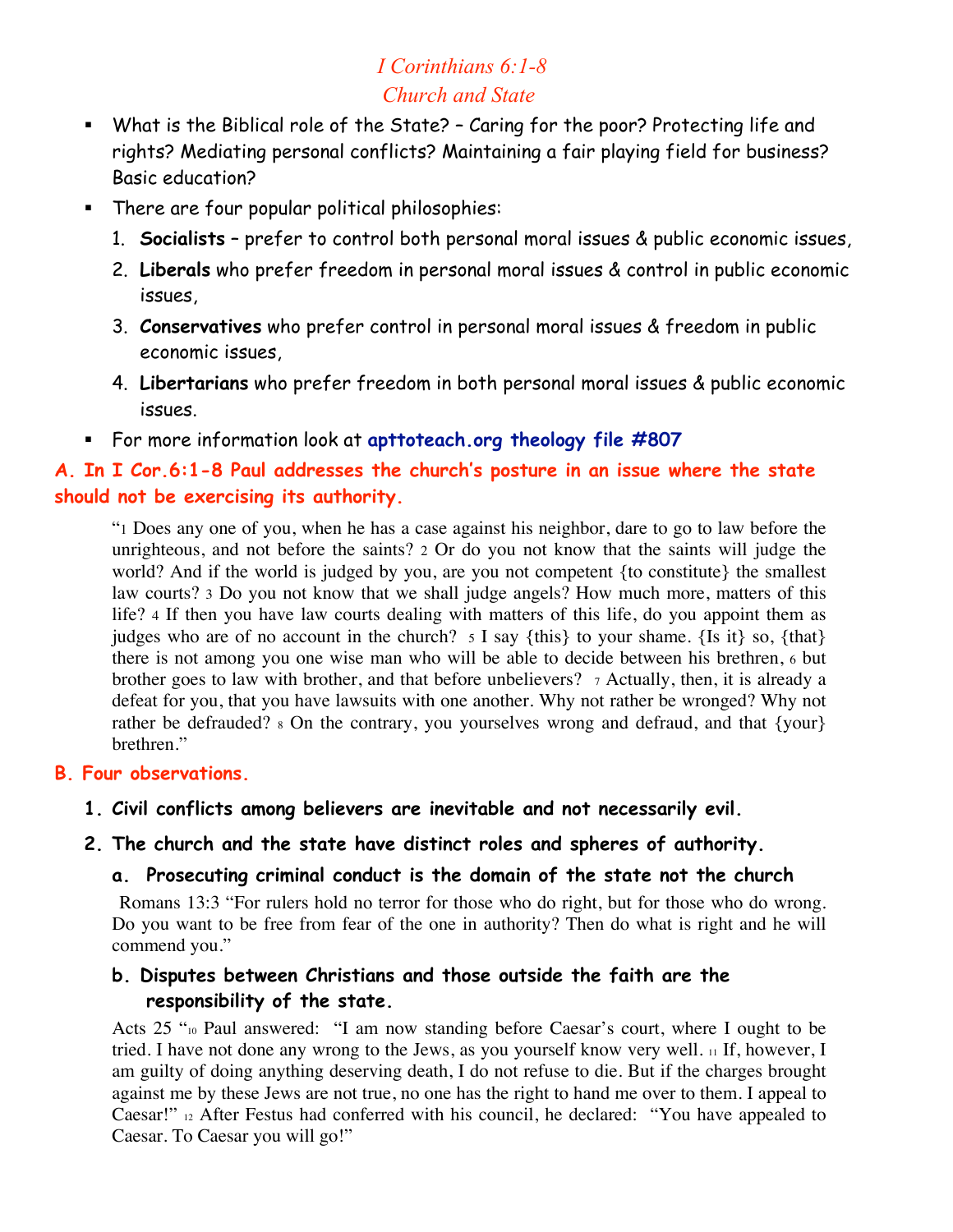# *I Corinthians 6:1-8*
## *Church and State*

- What is the Biblical role of the State? – Caring for the poor? Protecting life and rights? Mediating personal conflicts? Maintaining a fair playing field for business? Basic education?
- There are four popular political philosophies:
  1. **Socialists** – prefer to control both personal moral issues & public economic issues,
  2. **Liberals** who prefer freedom in personal moral issues & control in public economic issues,
  3. **Conservatives** who prefer control in personal moral issues & freedom in public economic issues,
  4. **Libertarians** who prefer freedom in both personal moral issues & public economic issues.
- For more information look at **apttoteach.org theology file #807**

### A. In I Cor.6:1-8 Paul addresses the church's posture in an issue where the state should not be exercising its authority.

"1 Does any one of you, when he has a case against his neighbor, dare to go to law before the unrighteous, and not before the saints? 2 Or do you not know that the saints will judge the world? And if the world is judged by you, are you not competent {to constitute} the smallest law courts? 3 Do you not know that we shall judge angels? How much more, matters of this life? 4 If then you have law courts dealing with matters of this life, do you appoint them as judges who are of no account in the church? 5 I say {this} to your shame. {Is it} so, {that} there is not among you one wise man who will be able to decide between his brethren, 6 but brother goes to law with brother, and that before unbelievers? 7 Actually, then, it is already a defeat for you, that you have lawsuits with one another. Why not rather be wronged? Why not rather be defrauded? 8 On the contrary, you yourselves wrong and defraud, and that {your} brethren."

### B. Four observations.

**1. Civil conflicts among believers are inevitable and not necessarily evil.**

**2. The church and the state have distinct roles and spheres of authority.**

**a. Prosecuting criminal conduct is the domain of the state not the church**

Romans 13:3 "For rulers hold no terror for those who do right, but for those who do wrong. Do you want to be free from fear of the one in authority? Then do what is right and he will commend you."

**b. Disputes between Christians and those outside the faith are the responsibility of the state.**

Acts 25 "10 Paul answered: "I am now standing before Caesar's court, where I ought to be tried. I have not done any wrong to the Jews, as you yourself know very well. 11 If, however, I am guilty of doing anything deserving death, I do not refuse to die. But if the charges brought against me by these Jews are not true, no one has the right to hand me over to them. I appeal to Caesar!" 12 After Festus had conferred with his council, he declared: "You have appealed to Caesar. To Caesar you will go!"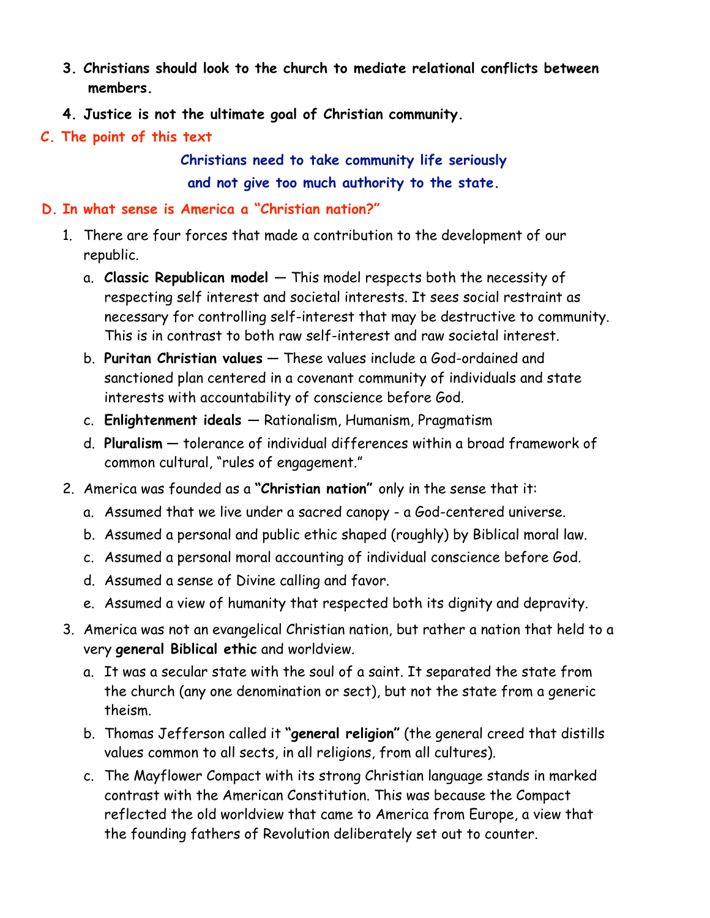3. **Christians should look to the church to mediate relational conflicts between members.**

4. **Justice is not the ultimate goal of Christian community.**

## C. The point of this text

**Christians need to take community life seriously and not give too much authority to the state.**

## D. In what sense is America a "Christian nation?"

1. There are four forces that made a contribution to the development of our republic.
   a. **Classic Republican model** — This model respects both the necessity of respecting self interest and societal interests. It sees social restraint as necessary for controlling self-interest that may be destructive to community. This is in contrast to both raw self-interest and raw societal interest.
   b. **Puritan Christian values** — These values include a God-ordained and sanctioned plan centered in a covenant community of individuals and state interests with accountability of conscience before God.
   c. **Enlightenment ideals** — Rationalism, Humanism, Pragmatism
   d. **Pluralism** — tolerance of individual differences within a broad framework of common cultural, "rules of engagement."

2. America was founded as a **"Christian nation"** only in the sense that it:
   a. Assumed that we live under a sacred canopy - a God-centered universe.
   b. Assumed a personal and public ethic shaped (roughly) by Biblical moral law.
   c. Assumed a personal moral accounting of individual conscience before God.
   d. Assumed a sense of Divine calling and favor.
   e. Assumed a view of humanity that respected both its dignity and depravity.

3. America was not an evangelical Christian nation, but rather a nation that held to a very **general Biblical ethic** and worldview.
   a. It was a secular state with the soul of a saint. It separated the state from the church (any one denomination or sect), but not the state from a generic theism.
   b. Thomas Jefferson called it **"general religion"** (the general creed that distills values common to all sects, in all religions, from all cultures).
   c. The Mayflower Compact with its strong Christian language stands in marked contrast with the American Constitution. This was because the Compact reflected the old worldview that came to America from Europe, a view that the founding fathers of Revolution deliberately set out to counter.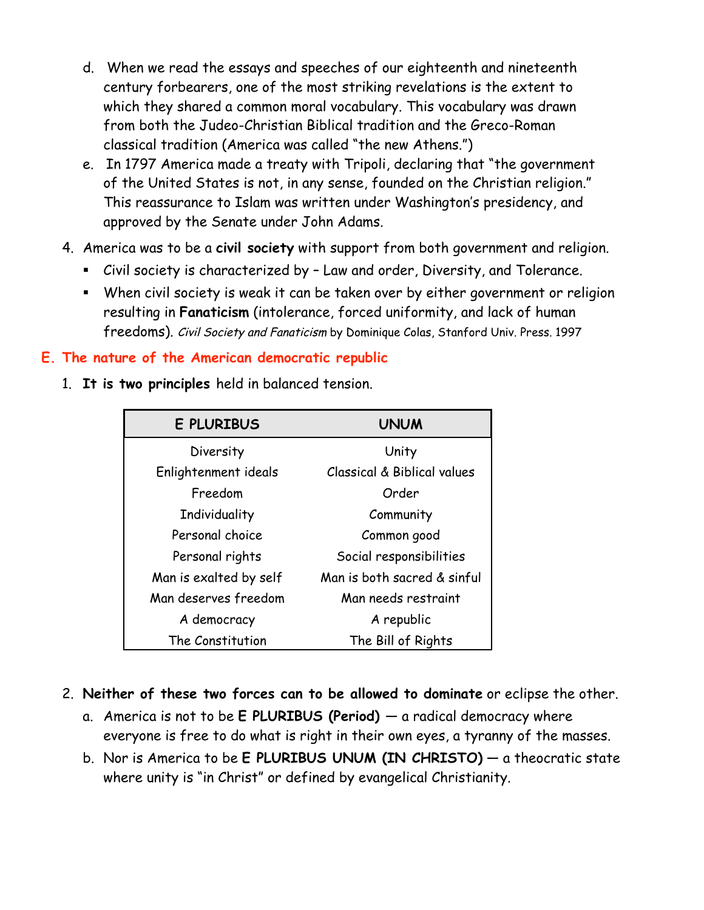d. When we read the essays and speeches of our eighteenth and nineteenth century forbearers, one of the most striking revelations is the extent to which they shared a common moral vocabulary. This vocabulary was drawn from both the Judeo-Christian Biblical tradition and the Greco-Roman classical tradition (America was called "the new Athens.")

e. In 1797 America made a treaty with Tripoli, declaring that "the government of the United States is not, in any sense, founded on the Christian religion." This reassurance to Islam was written under Washington's presidency, and approved by the Senate under John Adams.

4. America was to be a **civil society** with support from both government and religion.
   - Civil society is characterized by – Law and order, Diversity, and Tolerance.
   - When civil society is weak it can be taken over by either government or religion resulting in **Fanaticism** (intolerance, forced uniformity, and lack of human freedoms). *Civil Society and Fanaticism* by Dominique Colas, Stanford Univ. Press. 1997

## E. The nature of the American democratic republic

1. **It is two principles** held in balanced tension.

| E PLURIBUS | UNUM |
|---|---|
| Diversity | Unity |
| Enlightenment ideals | Classical & Biblical values |
| Freedom | Order |
| Individuality | Community |
| Personal choice | Common good |
| Personal rights | Social responsibilities |
| Man is exalted by self | Man is both sacred & sinful |
| Man deserves freedom | Man needs restraint |
| A democracy | A republic |
| The Constitution | The Bill of Rights |

2. **Neither of these two forces can to be allowed to dominate** or eclipse the other.

   a. America is not to be **E PLURIBUS (Period)** — a radical democracy where everyone is free to do what is right in their own eyes, a tyranny of the masses.

   b. Nor is America to be **E PLURIBUS UNUM (IN CHRISTO)** — a theocratic state where unity is "in Christ" or defined by evangelical Christianity.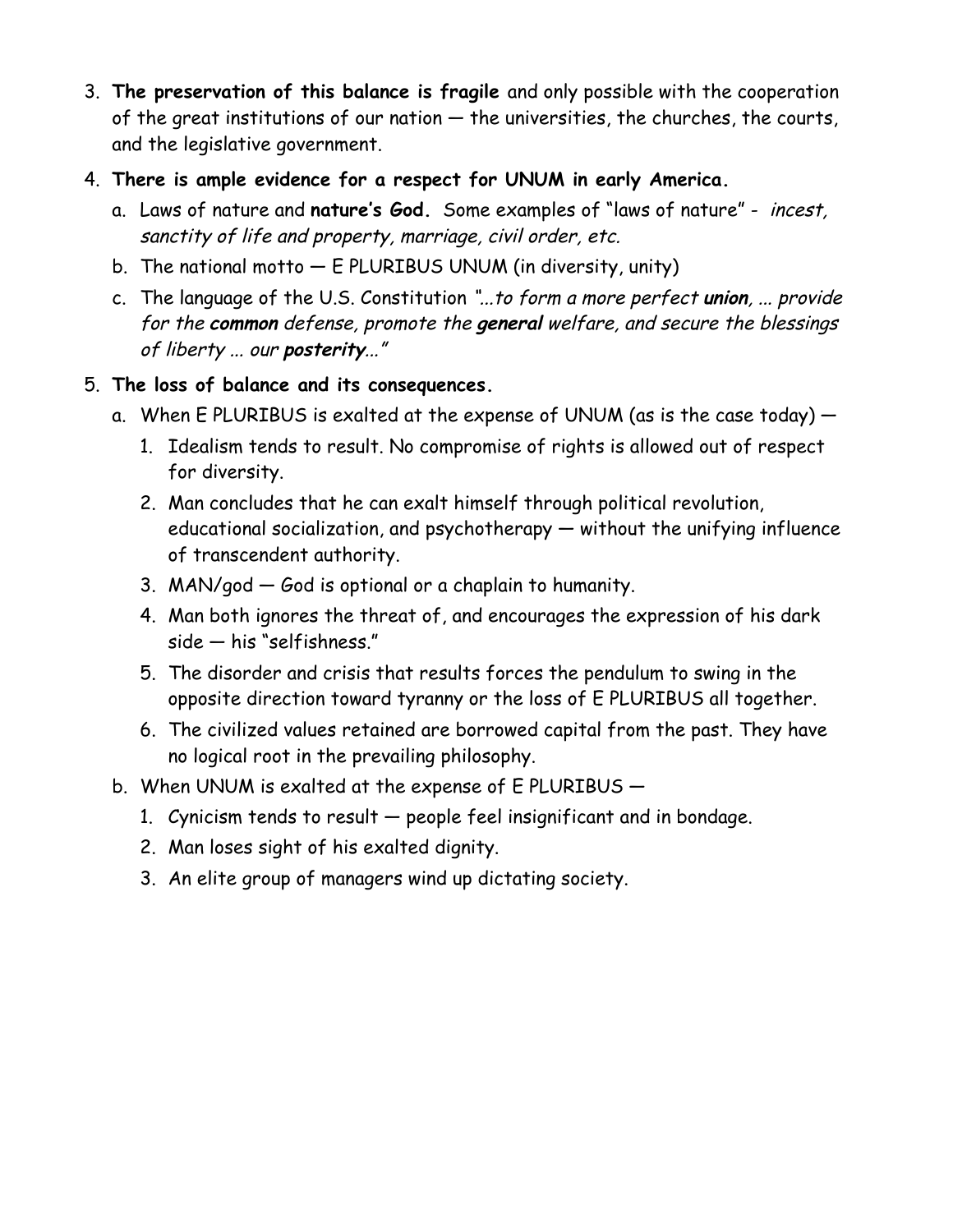3. **The preservation of this balance is fragile** and only possible with the cooperation of the great institutions of our nation — the universities, the churches, the courts, and the legislative government.

4. **There is ample evidence for a respect for UNUM in early America.**
   a. Laws of nature and **nature's God.** Some examples of "laws of nature" - *incest, sanctity of life and property, marriage, civil order, etc.*
   b. The national motto — E PLURIBUS UNUM (in diversity, unity)
   c. The language of the U.S. Constitution *"...to form a more perfect **union**, ... provide for the **common** defense, promote the **general** welfare, and secure the blessings of liberty ... our **posterity**..."*

5. **The loss of balance and its consequences.**
   a. When E PLURIBUS is exalted at the expense of UNUM (as is the case today) —
      1. Idealism tends to result. No compromise of rights is allowed out of respect for diversity.
      2. Man concludes that he can exalt himself through political revolution, educational socialization, and psychotherapy — without the unifying influence of transcendent authority.
      3. MAN/god — God is optional or a chaplain to humanity.
      4. Man both ignores the threat of, and encourages the expression of his dark side — his "selfishness."
      5. The disorder and crisis that results forces the pendulum to swing in the opposite direction toward tyranny or the loss of E PLURIBUS all together.
      6. The civilized values retained are borrowed capital from the past. They have no logical root in the prevailing philosophy.
   b. When UNUM is exalted at the expense of E PLURIBUS —
      1. Cynicism tends to result — people feel insignificant and in bondage.
      2. Man loses sight of his exalted dignity.
      3. An elite group of managers wind up dictating society.